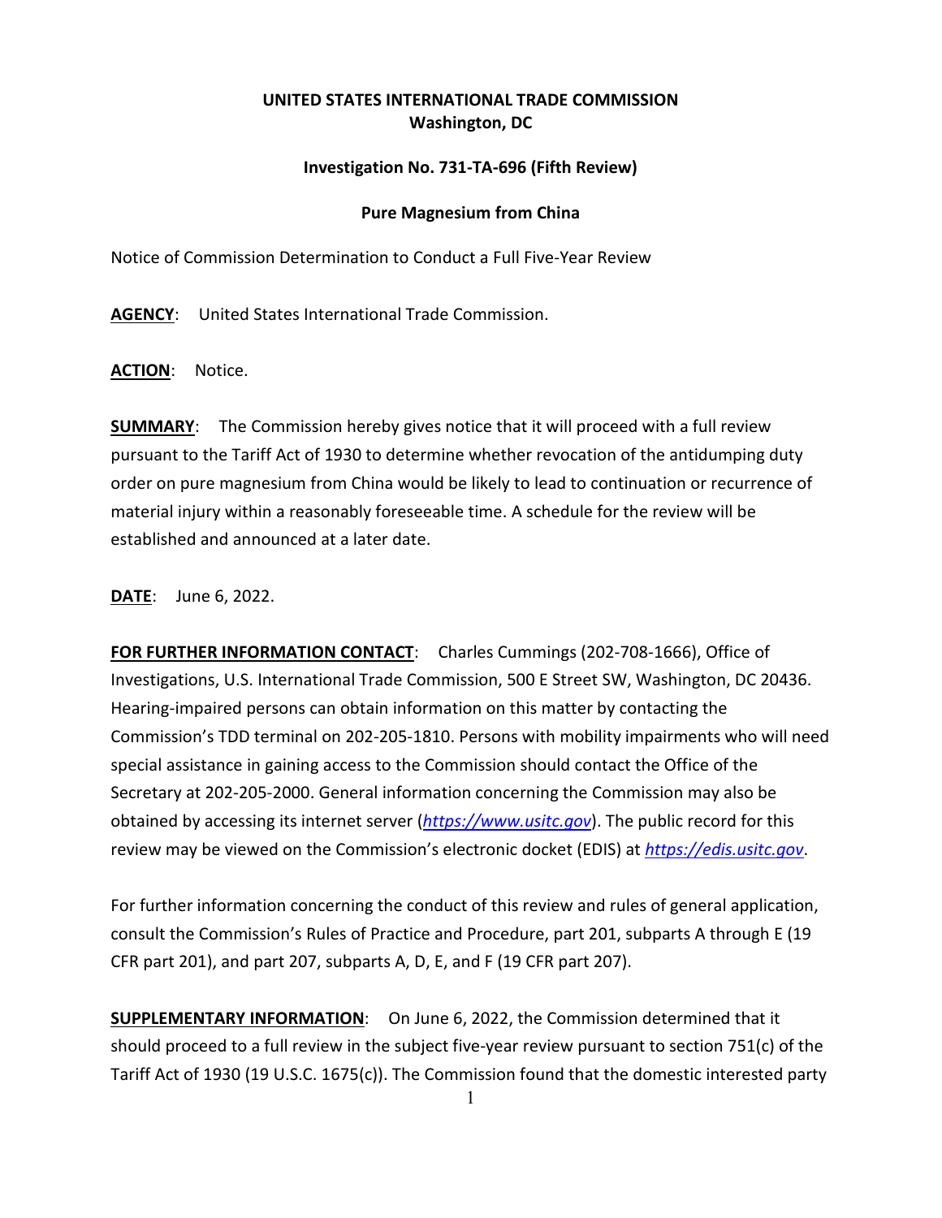**UNITED STATES INTERNATIONAL TRADE COMMISSION**
**Washington, DC**

**Investigation No. 731-TA-696 (Fifth Review)**

**Pure Magnesium from China**

Notice of Commission Determination to Conduct a Full Five-Year Review

**AGENCY**: United States International Trade Commission.

**ACTION**: Notice.

**SUMMARY**: The Commission hereby gives notice that it will proceed with a full review pursuant to the Tariff Act of 1930 to determine whether revocation of the antidumping duty order on pure magnesium from China would be likely to lead to continuation or recurrence of material injury within a reasonably foreseeable time. A schedule for the review will be established and announced at a later date.

**DATE**: June 6, 2022.

**FOR FURTHER INFORMATION CONTACT**: Charles Cummings (202-708-1666), Office of Investigations, U.S. International Trade Commission, 500 E Street SW, Washington, DC 20436. Hearing-impaired persons can obtain information on this matter by contacting the Commission's TDD terminal on 202-205-1810. Persons with mobility impairments who will need special assistance in gaining access to the Commission should contact the Office of the Secretary at 202-205-2000. General information concerning the Commission may also be obtained by accessing its internet server (*https://www.usitc.gov*). The public record for this review may be viewed on the Commission's electronic docket (EDIS) at *https://edis.usitc.gov*.

For further information concerning the conduct of this review and rules of general application, consult the Commission's Rules of Practice and Procedure, part 201, subparts A through E (19 CFR part 201), and part 207, subparts A, D, E, and F (19 CFR part 207).

**SUPPLEMENTARY INFORMATION**: On June 6, 2022, the Commission determined that it should proceed to a full review in the subject five-year review pursuant to section 751(c) of the Tariff Act of 1930 (19 U.S.C. 1675(c)). The Commission found that the domestic interested party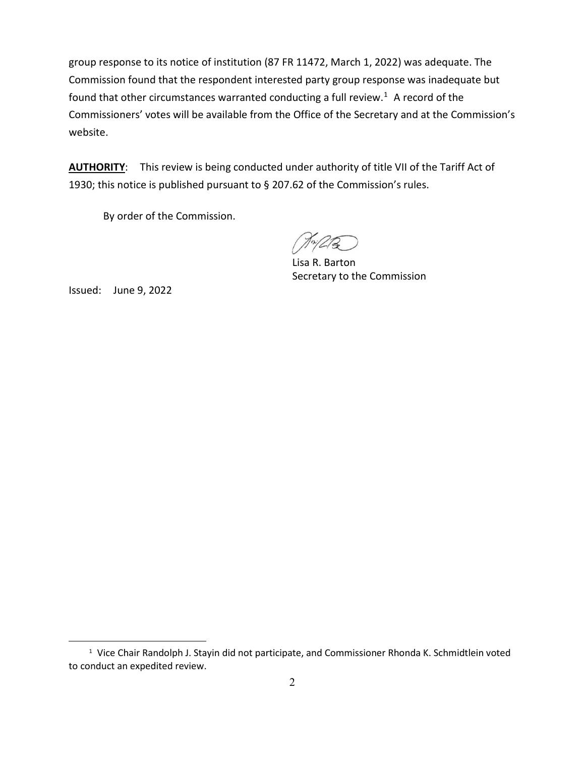group response to its notice of institution (87 FR 11472, March 1, 2022) was adequate. The Commission found that the respondent interested party group response was inadequate but found that other circumstances warranted conducting a full review.[1] A record of the Commissioners' votes will be available from the Office of the Secretary and at the Commission's website.

**AUTHORITY**: This review is being conducted under authority of title VII of the Tariff Act of 1930; this notice is published pursuant to § 207.62 of the Commission's rules.

By order of the Commission.

Lisa R. Barton
Secretary to the Commission

Issued: June 9, 2022

[1] Vice Chair Randolph J. Stayin did not participate, and Commissioner Rhonda K. Schmidtlein voted to conduct an expedited review.